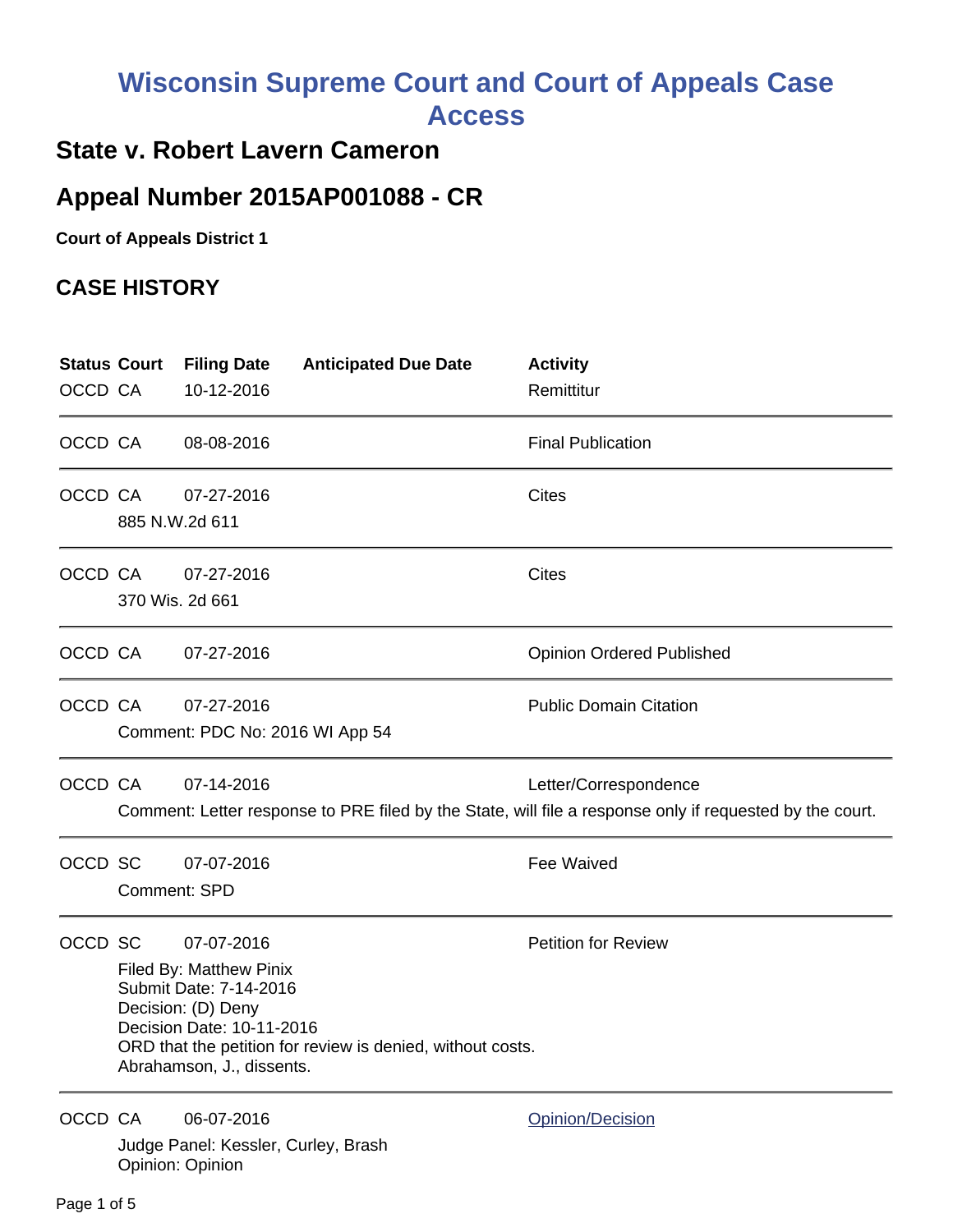# Wisconsin Supreme Court and Court of Appeals Case Access

## State v. Robert Lavern Cameron

## Appeal Number 2015AP001088 - CR

**Court of Appeals District 1**

### CASE HISTORY

| Status | Court | Filing Date | Anticipated Due Date | Activity |
|---|---|---|---|---|
| OCCD | CA | 10-12-2016 | | Remittitur |
| OCCD | CA | 08-08-2016 | | Final Publication |
| OCCD | CA | 07-27-2016<br>885 N.W.2d 611 | | Cites |
| OCCD | CA | 07-27-2016<br>370 Wis. 2d 661 | | Cites |
| OCCD | CA | 07-27-2016 | | Opinion Ordered Published |
| OCCD | CA | 07-27-2016<br>Comment: PDC No: 2016 WI App 54 | | Public Domain Citation |
| OCCD | CA | 07-14-2016<br>Comment: Letter response to PRE filed by the State, will file a response only if requested by the court. | | Letter/Correspondence |
| OCCD | SC | 07-07-2016<br>Comment: SPD | | Fee Waived |
| OCCD | SC | 07-07-2016<br>Filed By: Matthew Pinix<br>Submit Date: 7-14-2016<br>Decision: (D) Deny<br>Decision Date: 10-11-2016<br>ORD that the petition for review is denied, without costs.<br>Abrahamson, J., dissents. | | Petition for Review |
| OCCD | CA | 06-07-2016<br>Judge Panel: Kessler, Curley, Brash<br>Opinion: Opinion | | Opinion/Decision |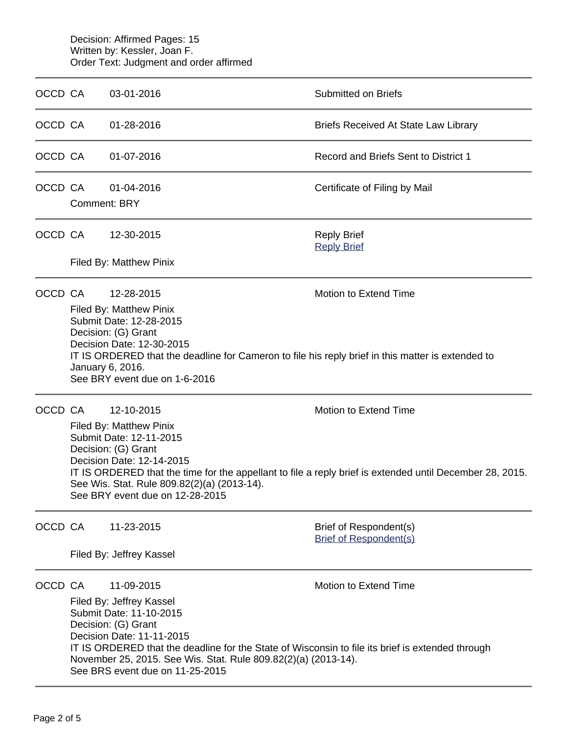Decision: Affirmed Pages: 15
Written by: Kessler, Joan F.
Order Text: Judgment and order affirmed

---

OCCD CA 03-01-2016 Submitted on Briefs

---

OCCD CA 01-28-2016 Briefs Received At State Law Library

---

OCCD CA 01-07-2016 Record and Briefs Sent to District 1

---

OCCD CA 01-04-2016 Certificate of Filing by Mail

Comment: BRY

---

OCCD CA 12-30-2015 Reply Brief

Reply Brief

Filed By: Matthew Pinix

---

OCCD CA 12-28-2015 Motion to Extend Time

Filed By: Matthew Pinix
Submit Date: 12-28-2015
Decision: (G) Grant
Decision Date: 12-30-2015
IT IS ORDERED that the deadline for Cameron to file his reply brief in this matter is extended to January 6, 2016.
See BRY event due on 1-6-2016

---

OCCD CA 12-10-2015 Motion to Extend Time

Filed By: Matthew Pinix
Submit Date: 12-11-2015
Decision: (G) Grant
Decision Date: 12-14-2015
IT IS ORDERED that the time for the appellant to file a reply brief is extended until December 28, 2015. See Wis. Stat. Rule 809.82(2)(a) (2013-14).
See BRY event due on 12-28-2015

---

OCCD CA 11-23-2015 Brief of Respondent(s)

Brief of Respondent(s)

Filed By: Jeffrey Kassel

---

OCCD CA 11-09-2015 Motion to Extend Time

Filed By: Jeffrey Kassel
Submit Date: 11-10-2015
Decision: (G) Grant
Decision Date: 11-11-2015
IT IS ORDERED that the deadline for the State of Wisconsin to file its brief is extended through November 25, 2015. See Wis. Stat. Rule 809.82(2)(a) (2013-14).
See BRS event due on 11-25-2015

---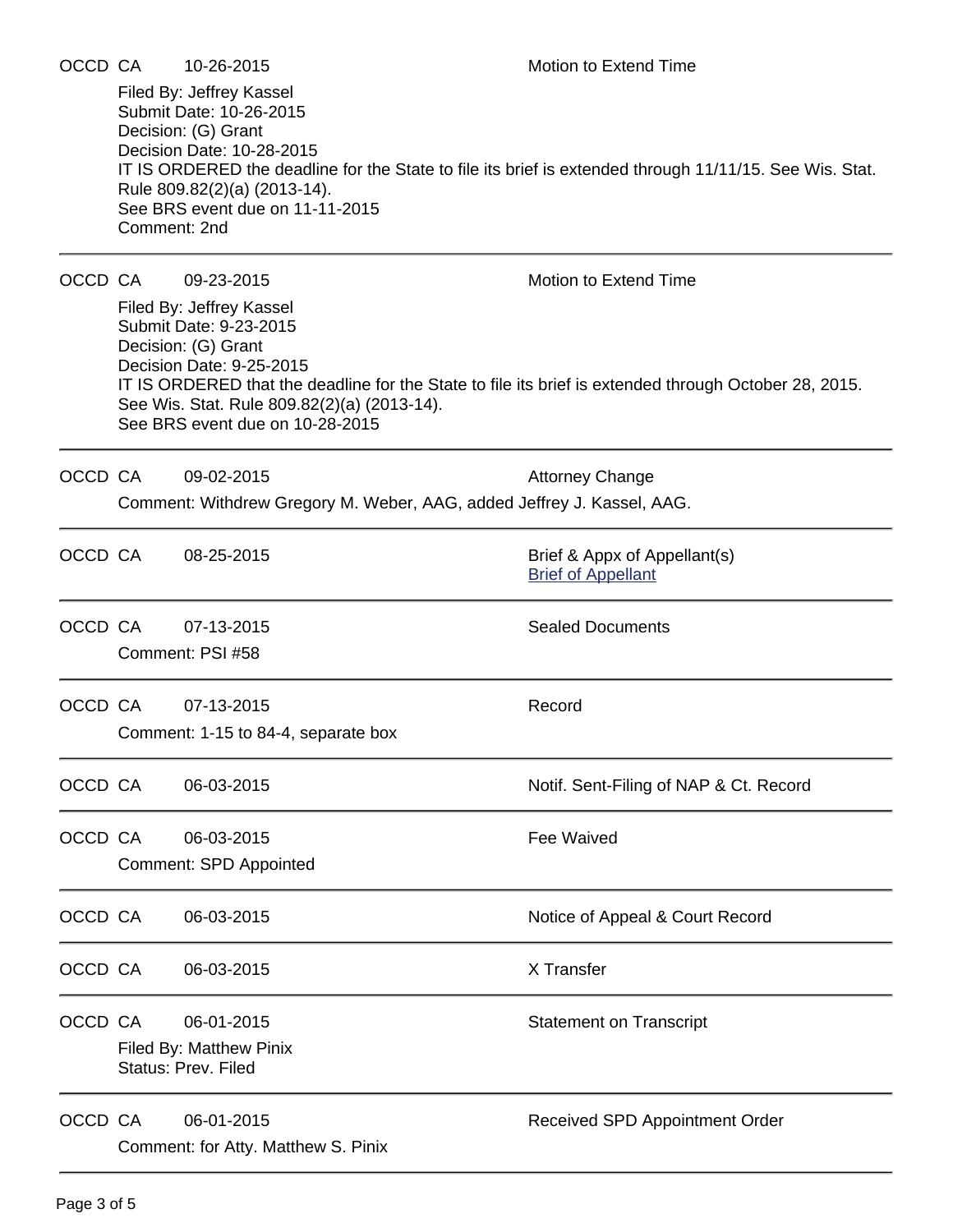OCCD CA 10-26-2015 Motion to Extend Time

Filed By: Jeffrey Kassel
Submit Date: 10-26-2015
Decision: (G) Grant
Decision Date: 10-28-2015
IT IS ORDERED the deadline for the State to file its brief is extended through 11/11/15. See Wis. Stat. Rule 809.82(2)(a) (2013-14).
See BRS event due on 11-11-2015
Comment: 2nd

---

OCCD CA 09-23-2015 Motion to Extend Time

Filed By: Jeffrey Kassel
Submit Date: 9-23-2015
Decision: (G) Grant
Decision Date: 9-25-2015
IT IS ORDERED that the deadline for the State to file its brief is extended through October 28, 2015. See Wis. Stat. Rule 809.82(2)(a) (2013-14).
See BRS event due on 10-28-2015

---

OCCD CA 09-02-2015 Attorney Change

Comment: Withdrew Gregory M. Weber, AAG, added Jeffrey J. Kassel, AAG.

---

OCCD CA 08-25-2015 Brief & Appx of Appellant(s)
Brief of Appellant

---

OCCD CA 07-13-2015 Sealed Documents

Comment: PSI #58

---

OCCD CA 07-13-2015 Record

Comment: 1-15 to 84-4, separate box

---

OCCD CA 06-03-2015 Notif. Sent-Filing of NAP & Ct. Record

---

OCCD CA 06-03-2015 Fee Waived

Comment: SPD Appointed

---

OCCD CA 06-03-2015 Notice of Appeal & Court Record

---

OCCD CA 06-03-2015 X Transfer

---

OCCD CA 06-01-2015 Statement on Transcript

Filed By: Matthew Pinix
Status: Prev. Filed

---

OCCD CA 06-01-2015 Received SPD Appointment Order

Comment: for Atty. Matthew S. Pinix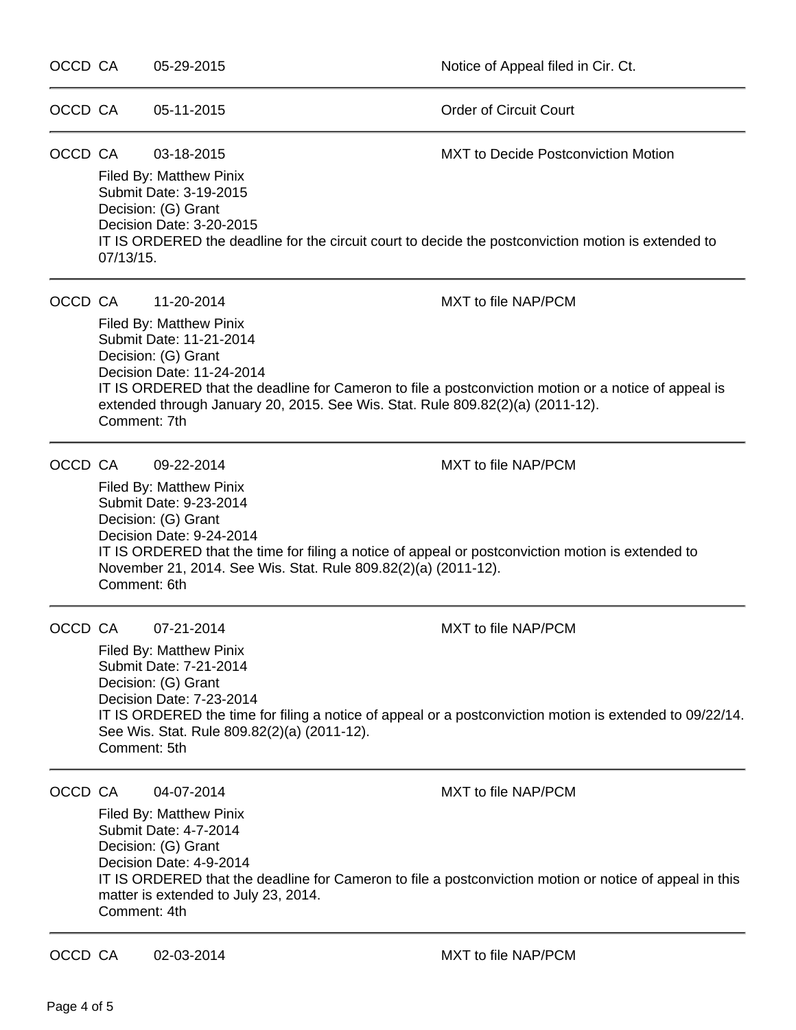OCCD CA 05-29-2015 Notice of Appeal filed in Cir. Ct.

---

OCCD CA 05-11-2015 Order of Circuit Court

---

OCCD CA 03-18-2015 MXT to Decide Postconviction Motion

Filed By: Matthew Pinix
Submit Date: 3-19-2015
Decision: (G) Grant
Decision Date: 3-20-2015
IT IS ORDERED the deadline for the circuit court to decide the postconviction motion is extended to 07/13/15.

---

OCCD CA 11-20-2014 MXT to file NAP/PCM

Filed By: Matthew Pinix
Submit Date: 11-21-2014
Decision: (G) Grant
Decision Date: 11-24-2014
IT IS ORDERED that the deadline for Cameron to file a postconviction motion or a notice of appeal is extended through January 20, 2015. See Wis. Stat. Rule 809.82(2)(a) (2011-12).
Comment: 7th

---

OCCD CA 09-22-2014 MXT to file NAP/PCM

Filed By: Matthew Pinix
Submit Date: 9-23-2014
Decision: (G) Grant
Decision Date: 9-24-2014
IT IS ORDERED that the time for filing a notice of appeal or postconviction motion is extended to November 21, 2014. See Wis. Stat. Rule 809.82(2)(a) (2011-12).
Comment: 6th

---

OCCD CA 07-21-2014 MXT to file NAP/PCM

Filed By: Matthew Pinix
Submit Date: 7-21-2014
Decision: (G) Grant
Decision Date: 7-23-2014
IT IS ORDERED the time for filing a notice of appeal or a postconviction motion is extended to 09/22/14. See Wis. Stat. Rule 809.82(2)(a) (2011-12).
Comment: 5th

---

OCCD CA 04-07-2014 MXT to file NAP/PCM

Filed By: Matthew Pinix
Submit Date: 4-7-2014
Decision: (G) Grant
Decision Date: 4-9-2014
IT IS ORDERED that the deadline for Cameron to file a postconviction motion or notice of appeal in this matter is extended to July 23, 2014.
Comment: 4th

---

OCCD CA 02-03-2014 MXT to file NAP/PCM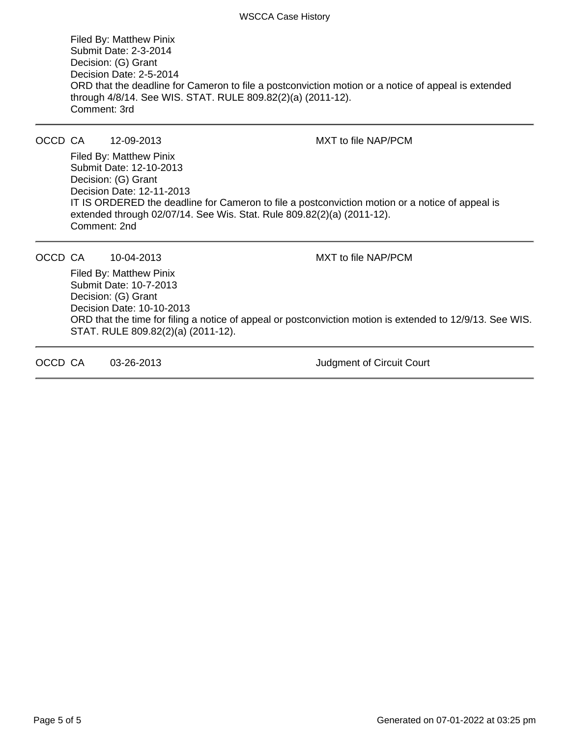Filed By: Matthew Pinix
Submit Date: 2-3-2014
Decision: (G) Grant
Decision Date: 2-5-2014
ORD that the deadline for Cameron to file a postconviction motion or a notice of appeal is extended through 4/8/14. See WIS. STAT. RULE 809.82(2)(a) (2011-12).
Comment: 3rd

---

OCCD CA 12-09-2013 MXT to file NAP/PCM

Filed By: Matthew Pinix
Submit Date: 12-10-2013
Decision: (G) Grant
Decision Date: 12-11-2013
IT IS ORDERED the deadline for Cameron to file a postconviction motion or a notice of appeal is extended through 02/07/14. See Wis. Stat. Rule 809.82(2)(a) (2011-12).
Comment: 2nd

---

OCCD CA 10-04-2013 MXT to file NAP/PCM

Filed By: Matthew Pinix
Submit Date: 10-7-2013
Decision: (G) Grant
Decision Date: 10-10-2013
ORD that the time for filing a notice of appeal or postconviction motion is extended to 12/9/13. See WIS. STAT. RULE 809.82(2)(a) (2011-12).

---

OCCD CA 03-26-2013 Judgment of Circuit Court

---